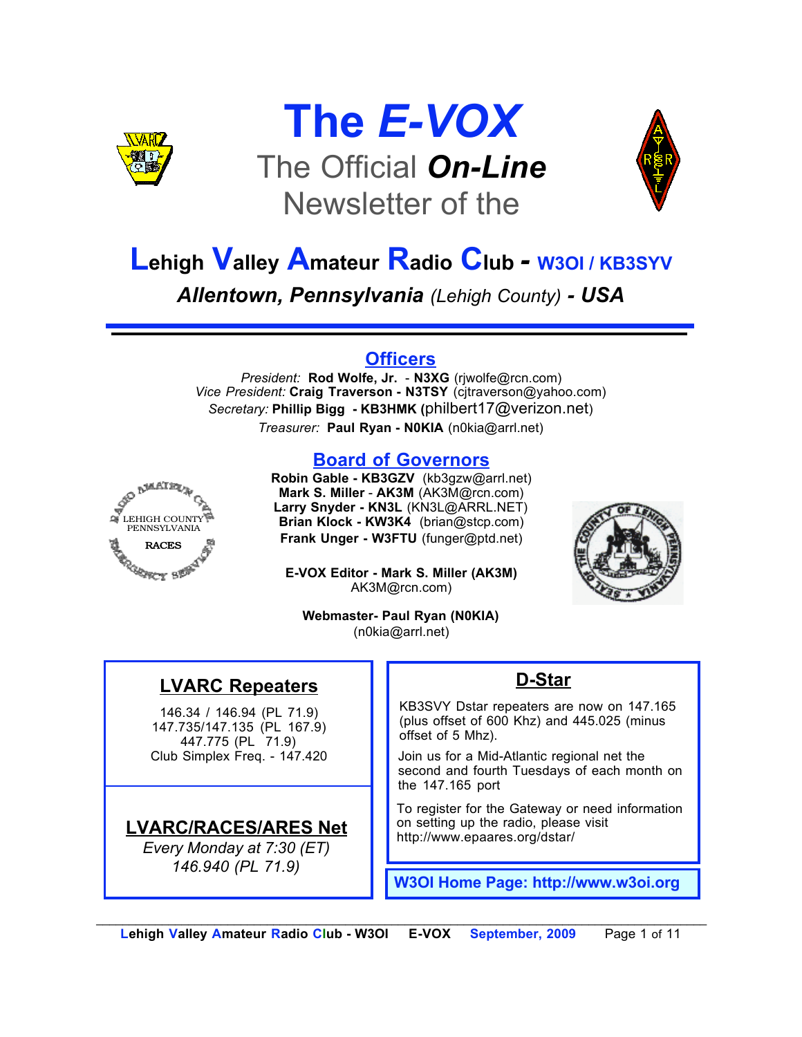# The *E-VOX*

## The Official ***On-Line*** Newsletter of the

## **L**ehigh **V**alley **A**mateur **R**adio **C**lub - W3OI / KB3SYV

***Allentown, Pennsylvania** (Lehigh County) - **USA***

---

## Officers

*President:* **Rod Wolfe, Jr.** - **N3XG** (rjwolfe@rcn.com)
*Vice President:* **Craig Traverson - N3TSY** (cjtraverson@yahoo.com)
*Secretary:* **Phillip Bigg - KB3HMK** (philbert17@verizon.net)
*Treasurer:* **Paul Ryan - N0KIA** (n0kia@arrl.net)

## Board of Governors

**Robin Gable - KB3GZV** (kb3gzw@arrl.net)
**Mark S. Miller** - **AK3M** (AK3M@rcn.com)
**Larry Snyder - KN3L** (KN3L@ARRL.NET)
**Brian Klock - KW3K4** (brian@stcp.com)
**Frank Unger - W3FTU** (funger@ptd.net)

**E-VOX Editor - Mark S. Miller (AK3M)**
AK3M@rcn.com)

**Webmaster- Paul Ryan (N0KIA)**
(n0kia@arrl.net)

## LVARC Repeaters

146.34 / 146.94 (PL 71.9)
147.735/147.135 (PL 167.9)
447.775 (PL 71.9)
Club Simplex Freq. - 147.420

## LVARC/RACES/ARES Net

*Every Monday at 7:30 (ET)*
*146.940 (PL 71.9)*

## D-Star

KB3SVY Dstar repeaters are now on 147.165 (plus offset of 600 Khz) and 445.025 (minus offset of 5 Mhz).

Join us for a Mid-Atlantic regional net the second and fourth Tuesdays of each month on the 147.165 port

To register for the Gateway or need information on setting up the radio, please visit http://www.epaares.org/dstar/

**W3OI Home Page: http://www.w3oi.org**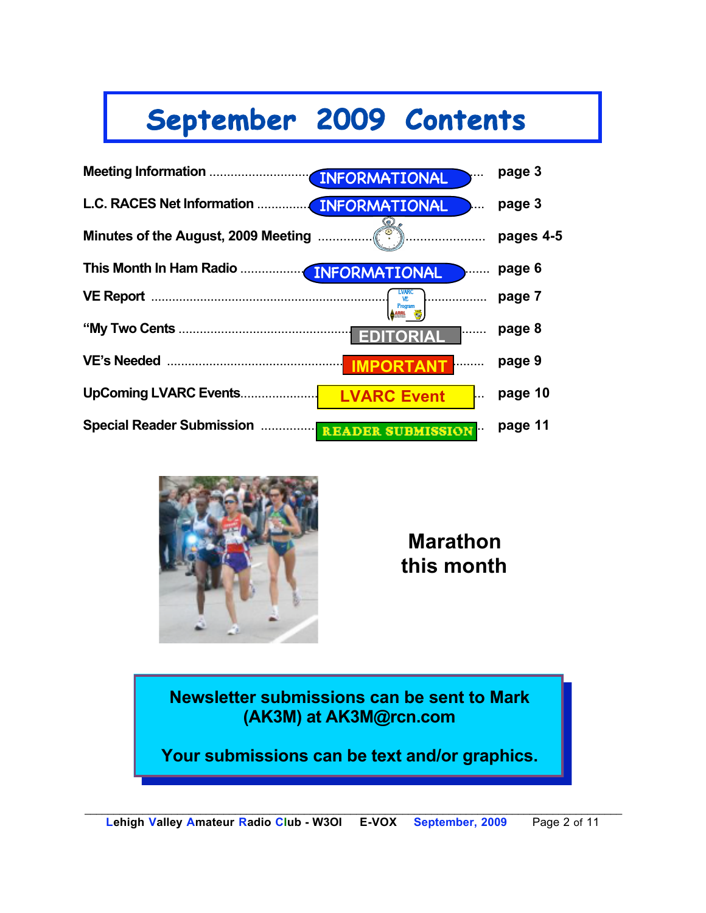# September 2009 Contents

| Section | Category | Page |
|---|---|---|
| Meeting Information | INFORMATIONAL | page 3 |
| L.C. RACES Net Information | INFORMATIONAL | page 3 |
| Minutes of the August, 2009 Meeting | | pages 4-5 |
| This Month In Ham Radio | INFORMATIONAL | page 6 |
| VE Report | LVARC VE Program | page 7 |
| "My Two Cents | EDITORIAL | page 8 |
| VE's Needed | IMPORTANT | page 9 |
| UpComing LVARC Events | LVARC Event | page 10 |
| Special Reader Submission | READER SUBMISSION | page 11 |

**Marathon this month**

**Newsletter submissions can be sent to Mark (AK3M) at AK3M@rcn.com**

**Your submissions can be text and/or graphics.**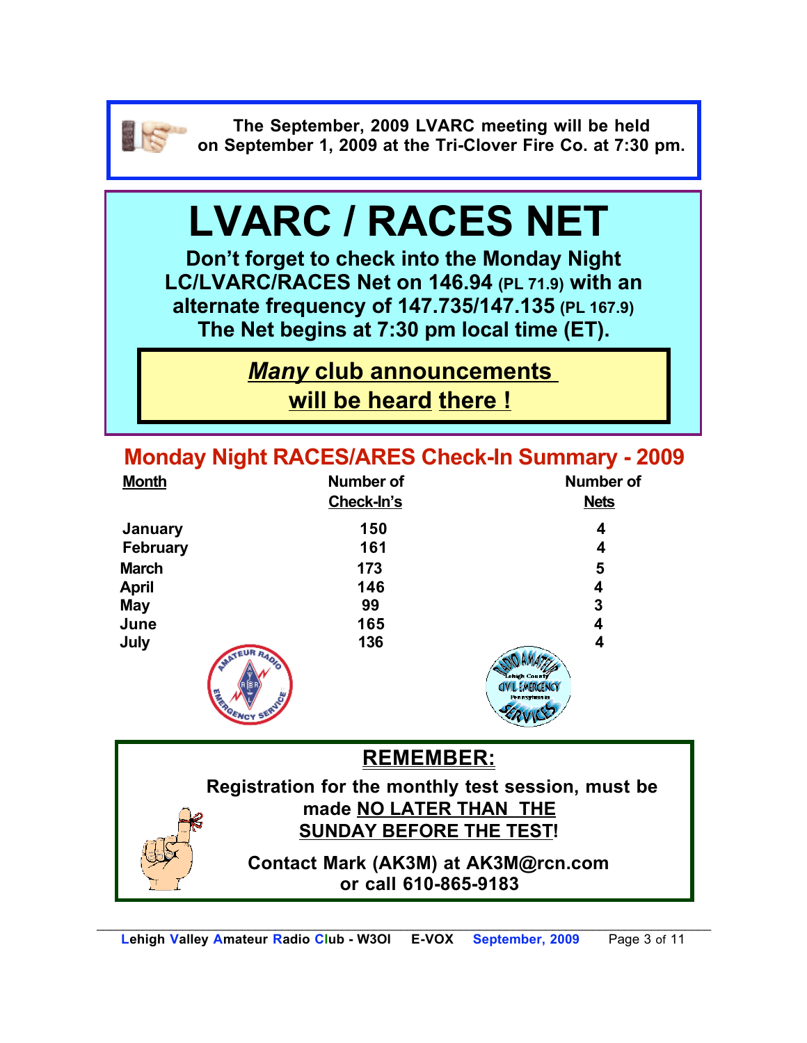The September, 2009 LVARC meeting will be held on September 1, 2009 at the Tri-Clover Fire Co. at 7:30 pm.

# LVARC / RACES NET

**Don't forget to check into the Monday Night LC/LVARC/RACES Net on 146.94 (PL 71.9) with an alternate frequency of 147.735/147.135 (PL 167.9) The Net begins at 7:30 pm local time (ET).**

***Many* club announcements will be heard there !**

## Monday Night RACES/ARES Check-In Summary - 2009

| Month | Number of Check-In's | Number of Nets |
|---|---|---|
| January | 150 | 4 |
| February | 161 | 4 |
| March | 173 | 5 |
| April | 146 | 4 |
| May | 99 | 3 |
| June | 165 | 4 |
| July | 136 | 4 |

## REMEMBER:

**Registration for the monthly test session, must be made NO LATER THAN THE SUNDAY BEFORE THE TEST!**

**Contact Mark (AK3M) at AK3M@rcn.com or call 610-865-9183**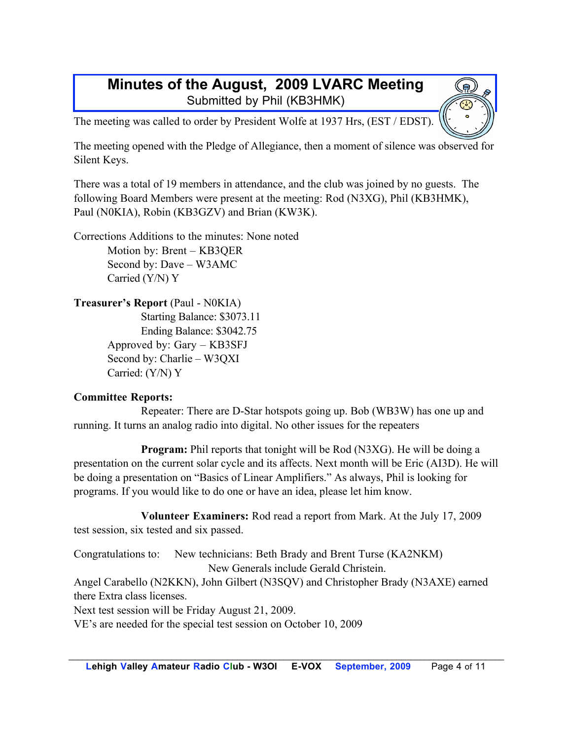# Minutes of the August, 2009 LVARC Meeting

Submitted by Phil (KB3HMK)

The meeting was called to order by President Wolfe at 1937 Hrs, (EST / EDST).

The meeting opened with the Pledge of Allegiance, then a moment of silence was observed for Silent Keys.

There was a total of 19 members in attendance, and the club was joined by no guests. The following Board Members were present at the meeting: Rod (N3XG), Phil (KB3HMK), Paul (N0KIA), Robin (KB3GZV) and Brian (KW3K).

Corrections Additions to the minutes: None noted

Motion by: Brent – KB3QER
Second by: Dave – W3AMC
Carried (Y/N) Y

**Treasurer's Report** (Paul - N0KIA)

Starting Balance: $3073.11
Ending Balance: $3042.75

Approved by: Gary – KB3SFJ
Second by: Charlie – W3QXI
Carried: (Y/N) Y

**Committee Reports:**

Repeater: There are D-Star hotspots going up. Bob (WB3W) has one up and running. It turns an analog radio into digital. No other issues for the repeaters

**Program:** Phil reports that tonight will be Rod (N3XG). He will be doing a presentation on the current solar cycle and its affects. Next month will be Eric (AI3D). He will be doing a presentation on "Basics of Linear Amplifiers." As always, Phil is looking for programs. If you would like to do one or have an idea, please let him know.

**Volunteer Examiners:** Rod read a report from Mark. At the July 17, 2009 test session, six tested and six passed.

Congratulations to: New technicians: Beth Brady and Brent Turse (KA2NKM)
New Generals include Gerald Christein.
Angel Carabello (N2KKN), John Gilbert (N3SQV) and Christopher Brady (N3AXE) earned there Extra class licenses.
Next test session will be Friday August 21, 2009.
VE's are needed for the special test session on October 10, 2009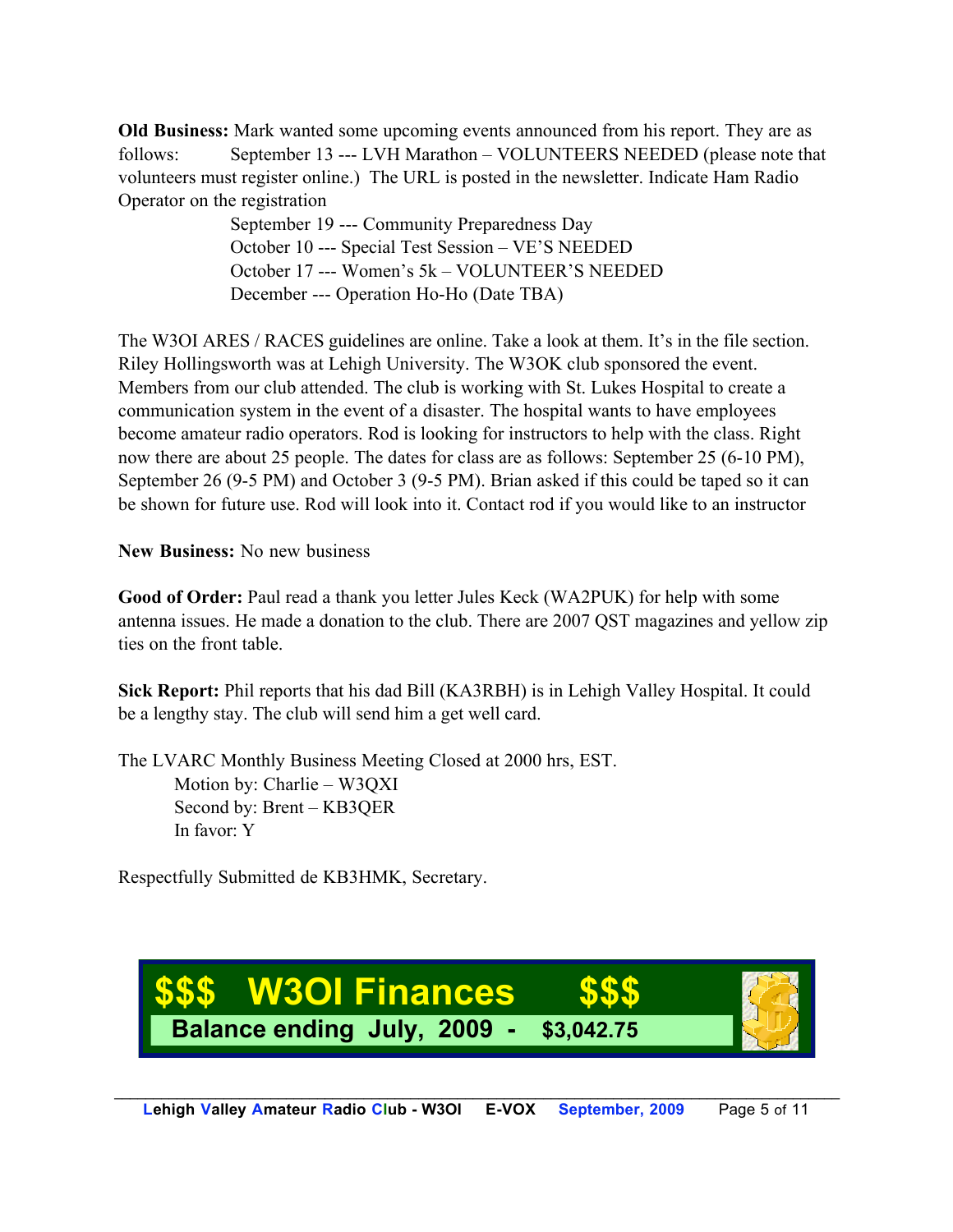**Old Business:** Mark wanted some upcoming events announced from his report. They are as follows: September 13 --- LVH Marathon – VOLUNTEERS NEEDED (please note that volunteers must register online.) The URL is posted in the newsletter. Indicate Ham Radio Operator on the registration

September 19 --- Community Preparedness Day
October 10 --- Special Test Session – VE'S NEEDED
October 17 --- Women's 5k – VOLUNTEER'S NEEDED
December --- Operation Ho-Ho (Date TBA)

The W3OI ARES / RACES guidelines are online. Take a look at them. It's in the file section. Riley Hollingsworth was at Lehigh University. The W3OK club sponsored the event. Members from our club attended. The club is working with St. Lukes Hospital to create a communication system in the event of a disaster. The hospital wants to have employees become amateur radio operators. Rod is looking for instructors to help with the class. Right now there are about 25 people. The dates for class are as follows: September 25 (6-10 PM), September 26 (9-5 PM) and October 3 (9-5 PM). Brian asked if this could be taped so it can be shown for future use. Rod will look into it. Contact rod if you would like to an instructor

**New Business:** No new business

**Good of Order:** Paul read a thank you letter Jules Keck (WA2PUK) for help with some antenna issues. He made a donation to the club. There are 2007 QST magazines and yellow zip ties on the front table.

**Sick Report:** Phil reports that his dad Bill (KA3RBH) is in Lehigh Valley Hospital. It could be a lengthy stay. The club will send him a get well card.

The LVARC Monthly Business Meeting Closed at 2000 hrs, EST.
Motion by: Charlie – W3QXI
Second by: Brent – KB3QER
In favor: Y

Respectfully Submitted de KB3HMK, Secretary.

## $$$ W3OI Finances $$$

**Balance ending July, 2009 - $3,042.75**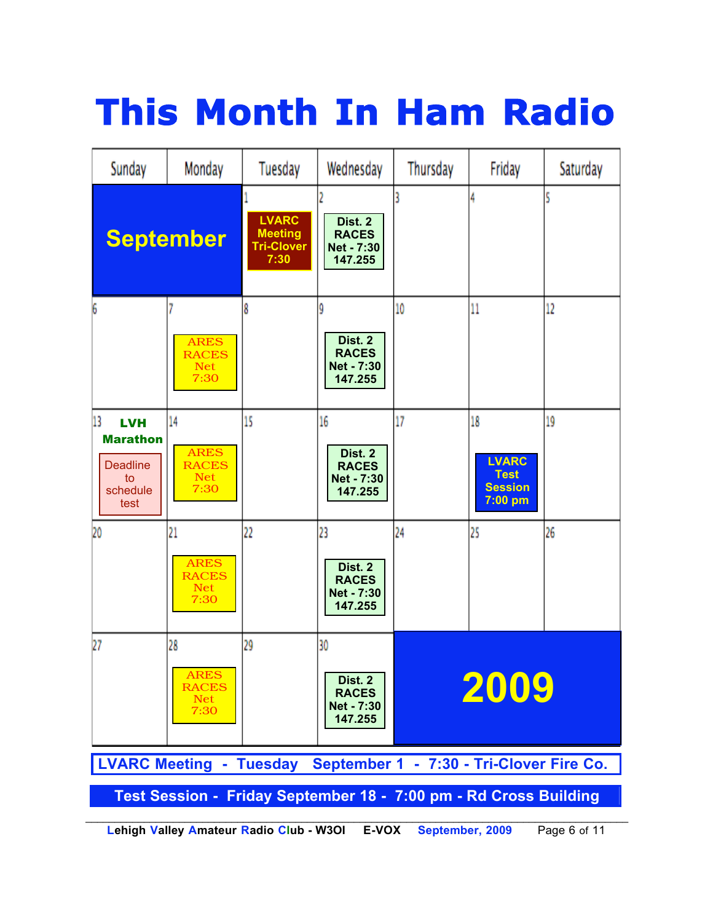# This Month In Ham Radio

| Sunday | Monday | Tuesday | Wednesday | Thursday | Friday | Saturday |
|---|---|---|---|---|---|---|
| **September** | | 1 LVARC Meeting Tri-Clover 7:30 | 2 Dist. 2 RACES Net - 7:30 147.255 | 3 | 4 | 5 |
| 6 | 7 ARES RACES Net 7:30 | 8 | 9 Dist. 2 RACES Net - 7:30 147.255 | 10 | 11 | 12 |
| 13 **LVH Marathon** Deadline to schedule test | 14 ARES RACES Net 7:30 | 15 | 16 Dist. 2 RACES Net - 7:30 147.255 | 17 | 18 LVARC Test Session 7:00 pm | 19 |
| 20 | 21 ARES RACES Net 7:30 | 22 | 23 Dist. 2 RACES Net - 7:30 147.255 | 24 | 25 | 26 |
| 27 | 28 ARES RACES Net 7:30 | 29 | 30 Dist. 2 RACES Net - 7:30 147.255 | **2009** | | |

**LVARC Meeting - Tuesday September 1 - 7:30 - Tri-Clover Fire Co.**

**Test Session - Friday September 18 - 7:00 pm - Rd Cross Building**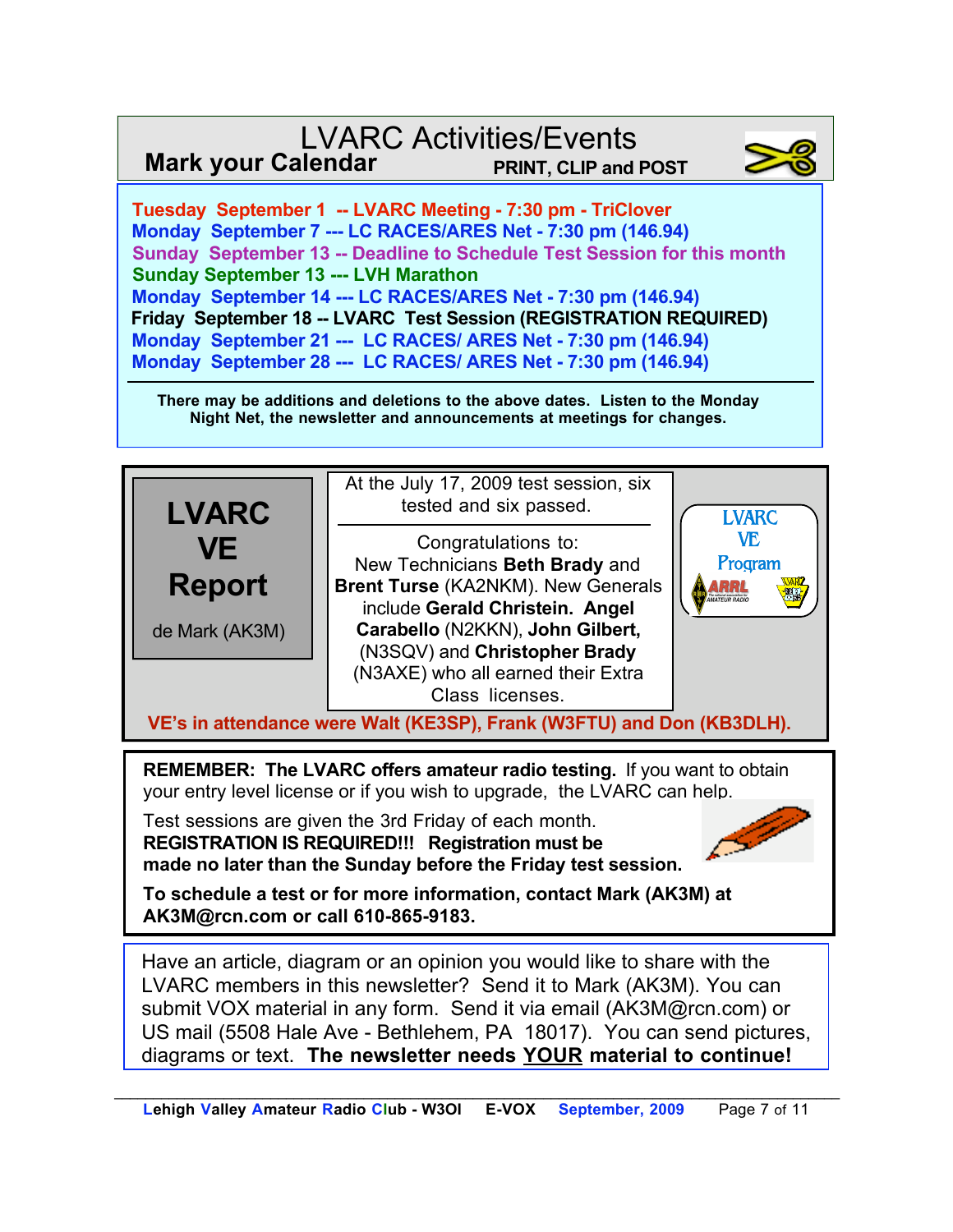# LVARC Activities/Events

**Mark your Calendar** — **PRINT, CLIP and POST**

**Tuesday September 1 -- LVARC Meeting - 7:30 pm - TriClover**
**Monday September 7 --- LC RACES/ARES Net - 7:30 pm (146.94)**
**Sunday September 13 -- Deadline to Schedule Test Session for this month**
**Sunday September 13 --- LVH Marathon**
**Monday September 14 --- LC RACES/ARES Net - 7:30 pm (146.94)**
**Friday September 18 -- LVARC Test Session (REGISTRATION REQUIRED)**
**Monday September 21 --- LC RACES/ ARES Net - 7:30 pm (146.94)**
**Monday September 28 --- LC RACES/ ARES Net - 7:30 pm (146.94)**

**There may be additions and deletions to the above dates. Listen to the Monday Night Net, the newsletter and announcements at meetings for changes.**

---

## LVARC VE Report

de Mark (AK3M)

At the July 17, 2009 test session, six tested and six passed.

Congratulations to:
New Technicians **Beth Brady** and **Brent Turse** (KA2NKM). New Generals include **Gerald Christein. Angel Carabello** (N2KKN), **John Gilbert,** (N3SQV) and **Christopher Brady** (N3AXE) who all earned their Extra Class licenses.

LVARC VE Program

**VE's in attendance were Walt (KE3SP), Frank (W3FTU) and Don (KB3DLH).**

---

**REMEMBER: The LVARC offers amateur radio testing.** If you want to obtain your entry level license or if you wish to upgrade, the LVARC can help.

Test sessions are given the 3rd Friday of each month.
**REGISTRATION IS REQUIRED!!! Registration must be made no later than the Sunday before the Friday test session.**

**To schedule a test or for more information, contact Mark (AK3M) at AK3M@rcn.com or call 610-865-9183.**

---

Have an article, diagram or an opinion you would like to share with the LVARC members in this newsletter? Send it to Mark (AK3M). You can submit VOX material in any form. Send it via email (AK3M@rcn.com) or US mail (5508 Hale Ave - Bethlehem, PA 18017). You can send pictures, diagrams or text. **The newsletter needs YOUR material to continue!**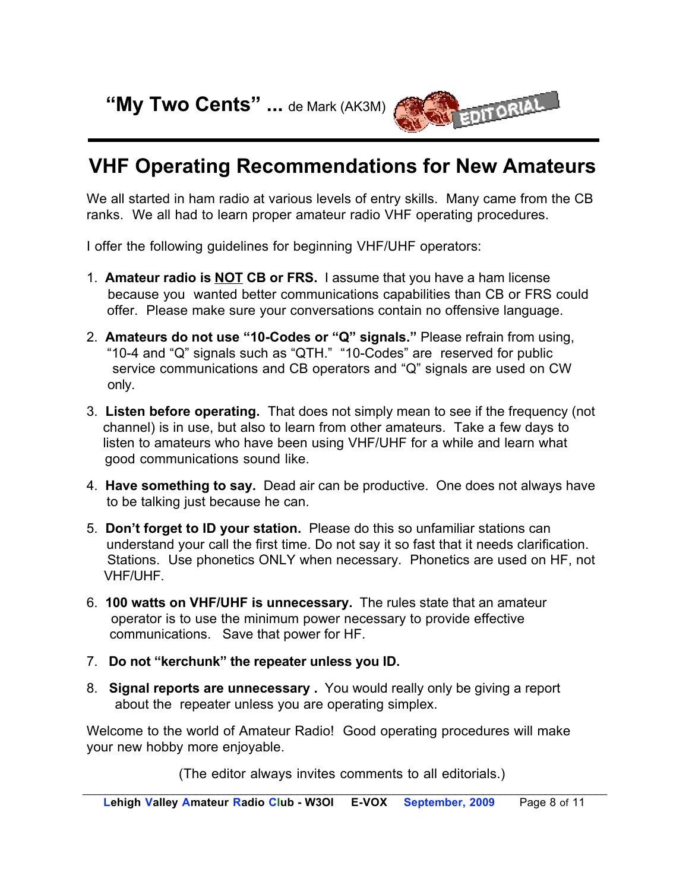# "My Two Cents" ... de Mark (AK3M)

## VHF Operating Recommendations for New Amateurs

We all started in ham radio at various levels of entry skills. Many came from the CB ranks. We all had to learn proper amateur radio VHF operating procedures.

I offer the following guidelines for beginning VHF/UHF operators:

1. **Amateur radio is <u>NOT</u> CB or FRS.** I assume that you have a ham license because you wanted better communications capabilities than CB or FRS could offer. Please make sure your conversations contain no offensive language.

2. **Amateurs do not use "10-Codes or "Q" signals."** Please refrain from using, "10-4 and "Q" signals such as "QTH." "10-Codes" are reserved for public service communications and CB operators and "Q" signals are used on CW only.

3. **Listen before operating.** That does not simply mean to see if the frequency (not channel) is in use, but also to learn from other amateurs. Take a few days to listen to amateurs who have been using VHF/UHF for a while and learn what good communications sound like.

4. **Have something to say.** Dead air can be productive. One does not always have to be talking just because he can.

5. **Don't forget to ID your station.** Please do this so unfamiliar stations can understand your call the first time. Do not say it so fast that it needs clarification. Stations. Use phonetics ONLY when necessary. Phonetics are used on HF, not VHF/UHF.

6. **100 watts on VHF/UHF is unnecessary.** The rules state that an amateur operator is to use the minimum power necessary to provide effective communications. Save that power for HF.

7. **Do not "kerchunk" the repeater unless you ID.**

8. **Signal reports are unnecessary .** You would really only be giving a report about the repeater unless you are operating simplex.

Welcome to the world of Amateur Radio! Good operating procedures will make your new hobby more enjoyable.

(The editor always invites comments to all editorials.)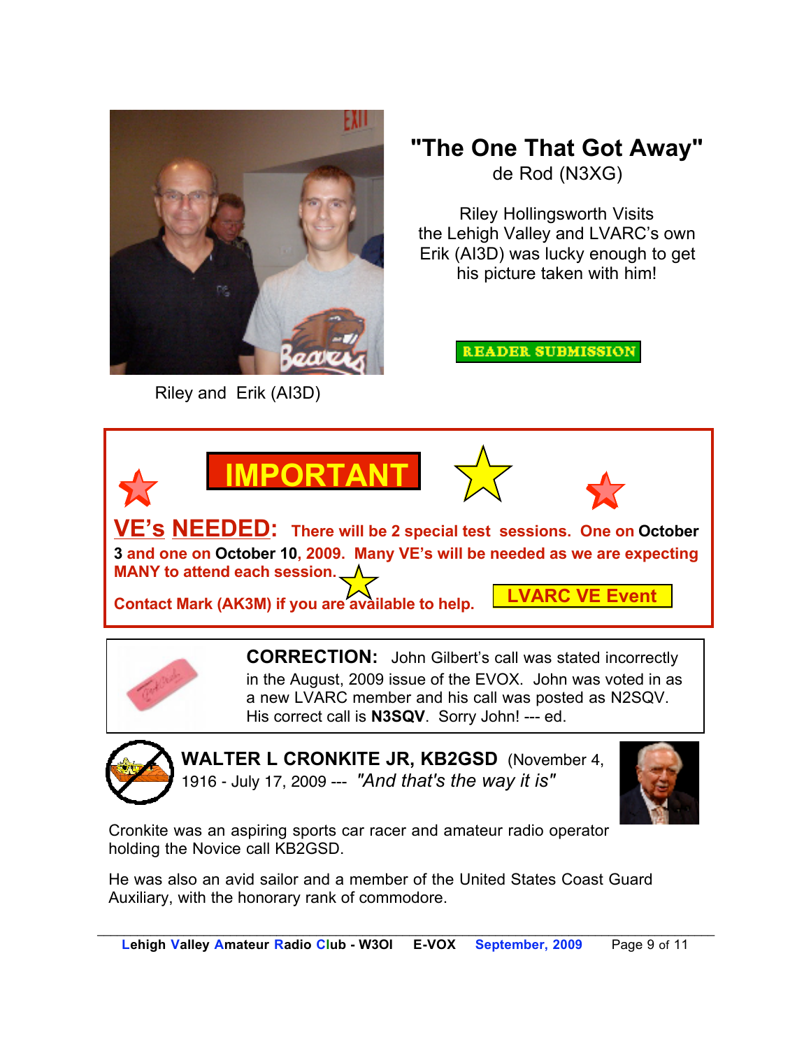Riley and Erik (AI3D)

## "The One That Got Away"

de Rod (N3XG)

Riley Hollingsworth Visits the Lehigh Valley and LVARC's own Erik (AI3D) was lucky enough to get his picture taken with him!

READER SUBMISSION

## IMPORTANT

**VE's NEEDED:** **There will be 2 special test sessions. One on October 3 and one on October 10, 2009. Many VE's will be needed as we are expecting MANY to attend each session.**

**Contact Mark (AK3M) if you are available to help.**

**LVARC VE Event**

**CORRECTION:** John Gilbert's call was stated incorrectly in the August, 2009 issue of the EVOX. John was voted in as a new LVARC member and his call was posted as N2SQV. His correct call is **N3SQV**. Sorry John! --- ed.

**WALTER L CRONKITE JR, KB2GSD** (November 4, 1916 - July 17, 2009 --- *"And that's the way it is"*

Cronkite was an aspiring sports car racer and amateur radio operator holding the Novice call KB2GSD.

He was also an avid sailor and a member of the United States Coast Guard Auxiliary, with the honorary rank of commodore.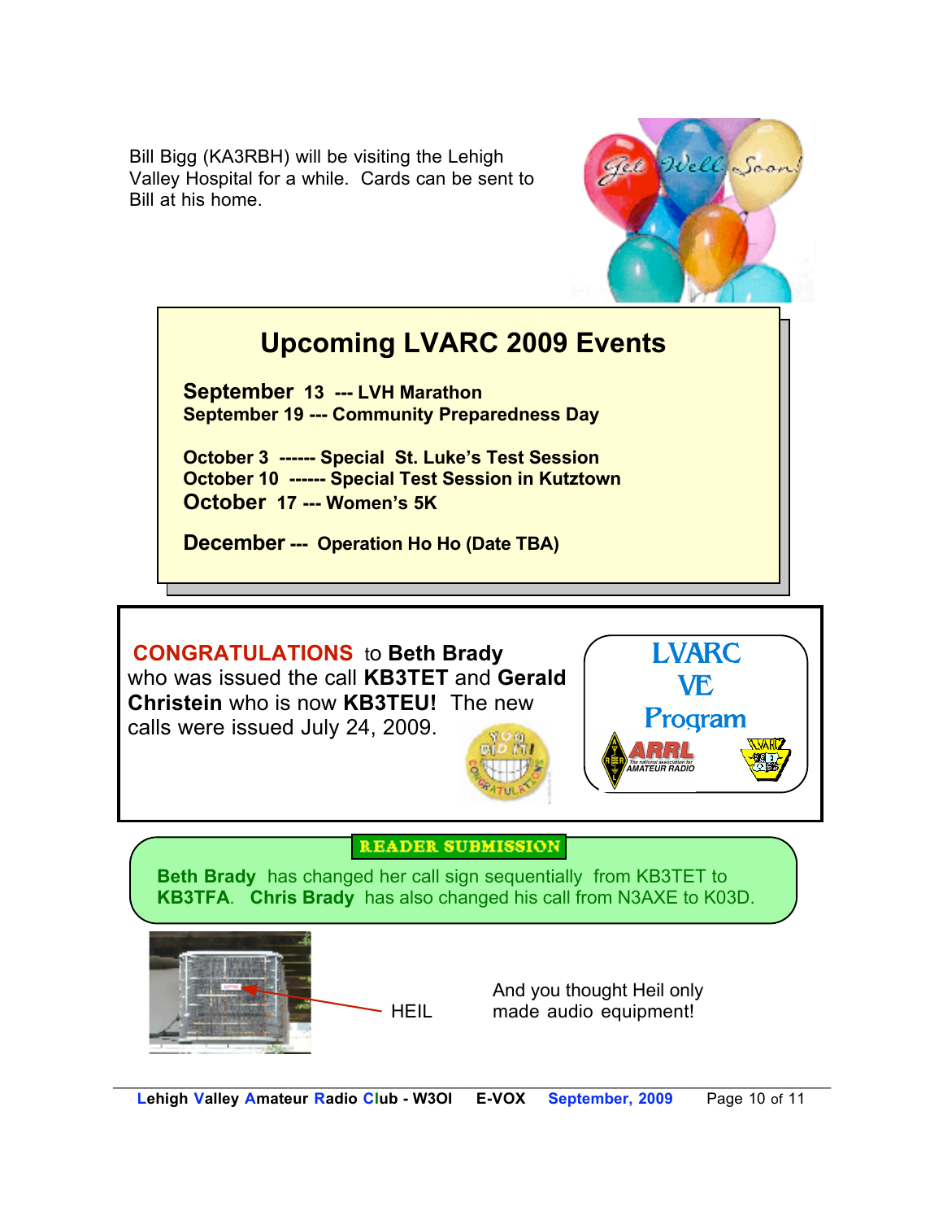Bill Bigg (KA3RBH) will be visiting the Lehigh Valley Hospital for a while. Cards can be sent to Bill at his home.

## Upcoming LVARC 2009 Events

**September 13 --- LVH Marathon**
**September 19 --- Community Preparedness Day**

**October 3 ------ Special St. Luke's Test Session**
**October 10 ------ Special Test Session in Kutztown**
**October 17 --- Women's 5K**

**December --- Operation Ho Ho (Date TBA)**

**CONGRATULATIONS** to **Beth Brady** who was issued the call **KB3TET** and **Gerald Christein** who is now **KB3TEU!** The new calls were issued July 24, 2009.

LVARC VE Program

**READER SUBMISSION**

**Beth Brady** has changed her call sign sequentially from KB3TET to **KB3TFA**. **Chris Brady** has also changed his call from N3AXE to K03D.

HEIL

And you thought Heil only made audio equipment!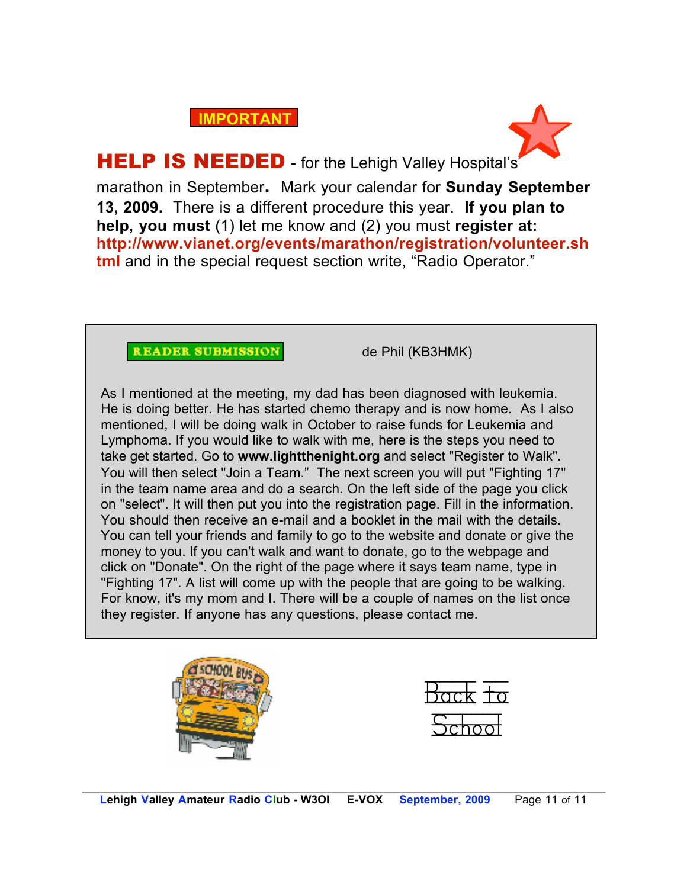**IMPORTANT**

**HELP IS NEEDED** - for the Lehigh Valley Hospital's marathon in September**.** Mark your calendar for **Sunday September 13, 2009.** There is a different procedure this year. **If you plan to help, you must** (1) let me know and (2) you must **register at: http://www.vianet.org/events/marathon/registration/volunteer.shtml** and in the special request section write, "Radio Operator."

**READER SUBMISSION** de Phil (KB3HMK)

As I mentioned at the meeting, my dad has been diagnosed with leukemia. He is doing better. He has started chemo therapy and is now home. As I also mentioned, I will be doing walk in October to raise funds for Leukemia and Lymphoma. If you would like to walk with me, here is the steps you need to take get started. Go to **www.lightthenight.org** and select "Register to Walk". You will then select "Join a Team." The next screen you will put "Fighting 17" in the team name area and do a search. On the left side of the page you click on "select". It will then put you into the registration page. Fill in the information. You should then receive an e-mail and a booklet in the mail with the details. You can tell your friends and family to go to the website and donate or give the money to you. If you can't walk and want to donate, go to the webpage and click on "Donate". On the right of the page where it says team name, type in "Fighting 17". A list will come up with the people that are going to be walking. For know, it's my mom and I. There will be a couple of names on the list once they register. If anyone has any questions, please contact me.

Back to School